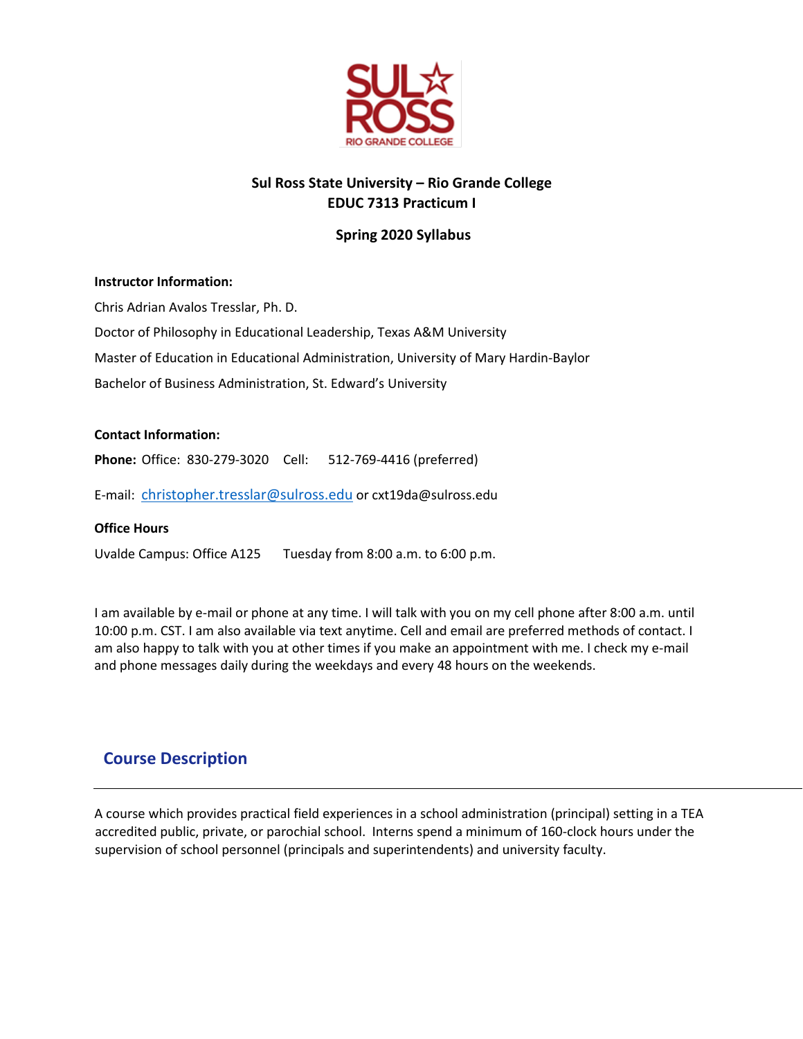**Sul Ross State University – Rio Grande College**
**EDUC 7313 Practicum I**

**Spring 2020 Syllabus**

**Instructor Information:**

Chris Adrian Avalos Tresslar, Ph. D.

Doctor of Philosophy in Educational Leadership, Texas A&M University

Master of Education in Educational Administration, University of Mary Hardin-Baylor

Bachelor of Business Administration, St. Edward's University

**Contact Information:**

**Phone:** Office: 830-279-3020 Cell: 512-769-4416 (preferred)

E-mail: christopher.tresslar@sulross.edu or cxt19da@sulross.edu

**Office Hours**

Uvalde Campus: Office A125 Tuesday from 8:00 a.m. to 6:00 p.m.

I am available by e-mail or phone at any time. I will talk with you on my cell phone after 8:00 a.m. until 10:00 p.m. CST. I am also available via text anytime. Cell and email are preferred methods of contact. I am also happy to talk with you at other times if you make an appointment with me. I check my e-mail and phone messages daily during the weekdays and every 48 hours on the weekends.

## Course Description

A course which provides practical field experiences in a school administration (principal) setting in a TEA accredited public, private, or parochial school. Interns spend a minimum of 160-clock hours under the supervision of school personnel (principals and superintendents) and university faculty.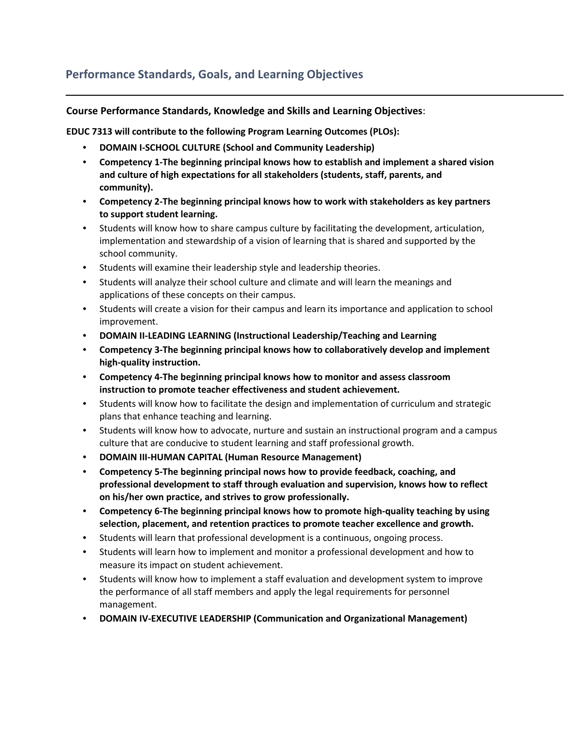## Performance Standards, Goals, and Learning Objectives

**Course Performance Standards, Knowledge and Skills and Learning Objectives**:

**EDUC 7313 will contribute to the following Program Learning Outcomes (PLOs):**

- **DOMAIN I-SCHOOL CULTURE (School and Community Leadership)**
- **Competency 1-The beginning principal knows how to establish and implement a shared vision and culture of high expectations for all stakeholders (students, staff, parents, and community).**
- **Competency 2-The beginning principal knows how to work with stakeholders as key partners to support student learning.**
- Students will know how to share campus culture by facilitating the development, articulation, implementation and stewardship of a vision of learning that is shared and supported by the school community.
- Students will examine their leadership style and leadership theories.
- Students will analyze their school culture and climate and will learn the meanings and applications of these concepts on their campus.
- Students will create a vision for their campus and learn its importance and application to school improvement.
- **DOMAIN II-LEADING LEARNING (Instructional Leadership/Teaching and Learning**
- **Competency 3-The beginning principal knows how to collaboratively develop and implement high-quality instruction.**
- **Competency 4-The beginning principal knows how to monitor and assess classroom instruction to promote teacher effectiveness and student achievement.**
- Students will know how to facilitate the design and implementation of curriculum and strategic plans that enhance teaching and learning.
- Students will know how to advocate, nurture and sustain an instructional program and a campus culture that are conducive to student learning and staff professional growth.
- **DOMAIN III-HUMAN CAPITAL (Human Resource Management)**
- **Competency 5-The beginning principal nows how to provide feedback, coaching, and professional development to staff through evaluation and supervision, knows how to reflect on his/her own practice, and strives to grow professionally.**
- **Competency 6-The beginning principal knows how to promote high-quality teaching by using selection, placement, and retention practices to promote teacher excellence and growth.**
- Students will learn that professional development is a continuous, ongoing process.
- Students will learn how to implement and monitor a professional development and how to measure its impact on student achievement.
- Students will know how to implement a staff evaluation and development system to improve the performance of all staff members and apply the legal requirements for personnel management.
- **DOMAIN IV-EXECUTIVE LEADERSHIP (Communication and Organizational Management)**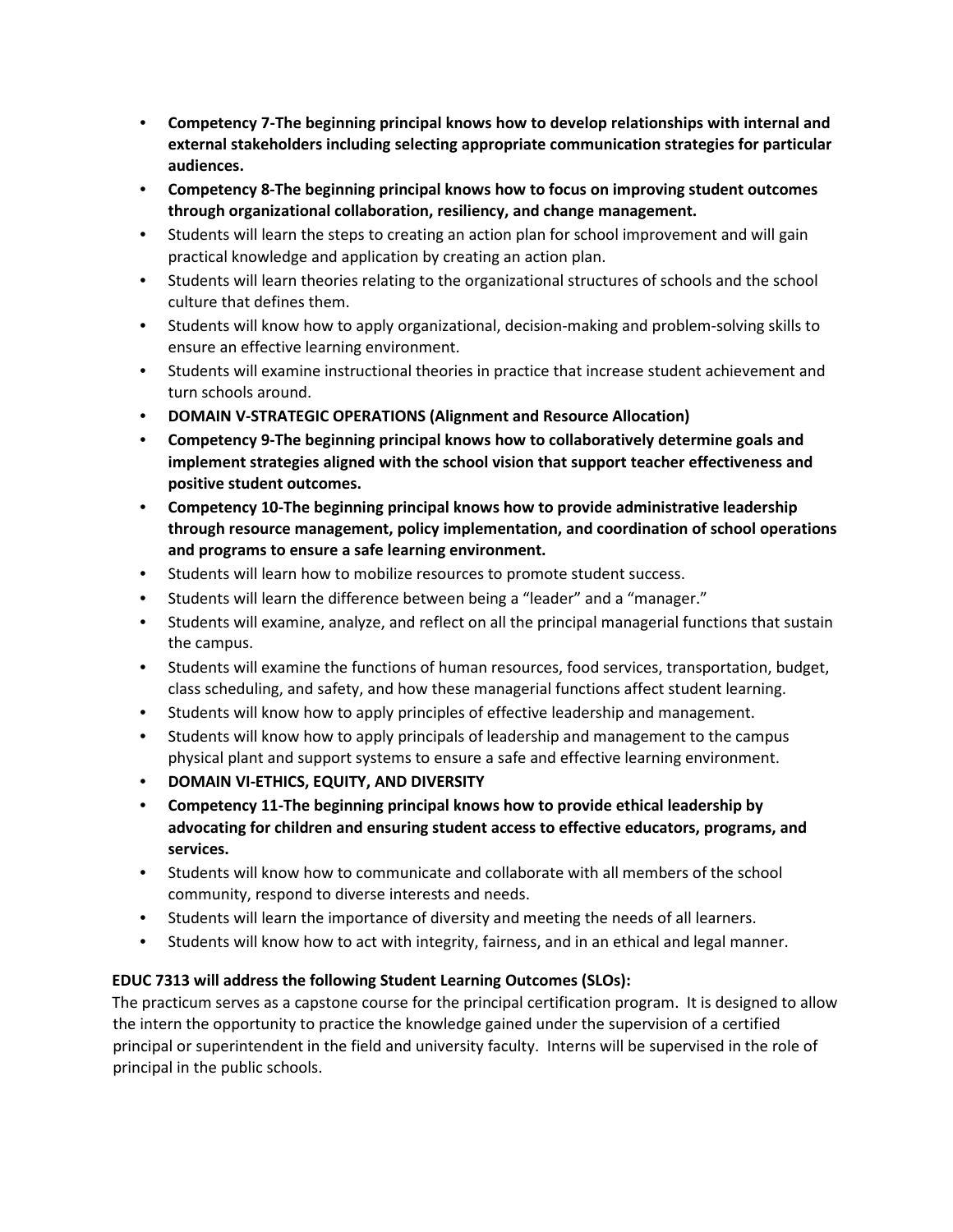- **Competency 7-The beginning principal knows how to develop relationships with internal and external stakeholders including selecting appropriate communication strategies for particular audiences.**
- **Competency 8-The beginning principal knows how to focus on improving student outcomes through organizational collaboration, resiliency, and change management.**
- Students will learn the steps to creating an action plan for school improvement and will gain practical knowledge and application by creating an action plan.
- Students will learn theories relating to the organizational structures of schools and the school culture that defines them.
- Students will know how to apply organizational, decision-making and problem-solving skills to ensure an effective learning environment.
- Students will examine instructional theories in practice that increase student achievement and turn schools around.
- **DOMAIN V-STRATEGIC OPERATIONS (Alignment and Resource Allocation)**
- **Competency 9-The beginning principal knows how to collaboratively determine goals and implement strategies aligned with the school vision that support teacher effectiveness and positive student outcomes.**
- **Competency 10-The beginning principal knows how to provide administrative leadership through resource management, policy implementation, and coordination of school operations and programs to ensure a safe learning environment.**
- Students will learn how to mobilize resources to promote student success.
- Students will learn the difference between being a "leader" and a "manager."
- Students will examine, analyze, and reflect on all the principal managerial functions that sustain the campus.
- Students will examine the functions of human resources, food services, transportation, budget, class scheduling, and safety, and how these managerial functions affect student learning.
- Students will know how to apply principles of effective leadership and management.
- Students will know how to apply principals of leadership and management to the campus physical plant and support systems to ensure a safe and effective learning environment.
- **DOMAIN VI-ETHICS, EQUITY, AND DIVERSITY**
- **Competency 11-The beginning principal knows how to provide ethical leadership by advocating for children and ensuring student access to effective educators, programs, and services.**
- Students will know how to communicate and collaborate with all members of the school community, respond to diverse interests and needs.
- Students will learn the importance of diversity and meeting the needs of all learners.
- Students will know how to act with integrity, fairness, and in an ethical and legal manner.

**EDUC 7313 will address the following Student Learning Outcomes (SLOs):**

The practicum serves as a capstone course for the principal certification program. It is designed to allow the intern the opportunity to practice the knowledge gained under the supervision of a certified principal or superintendent in the field and university faculty. Interns will be supervised in the role of principal in the public schools.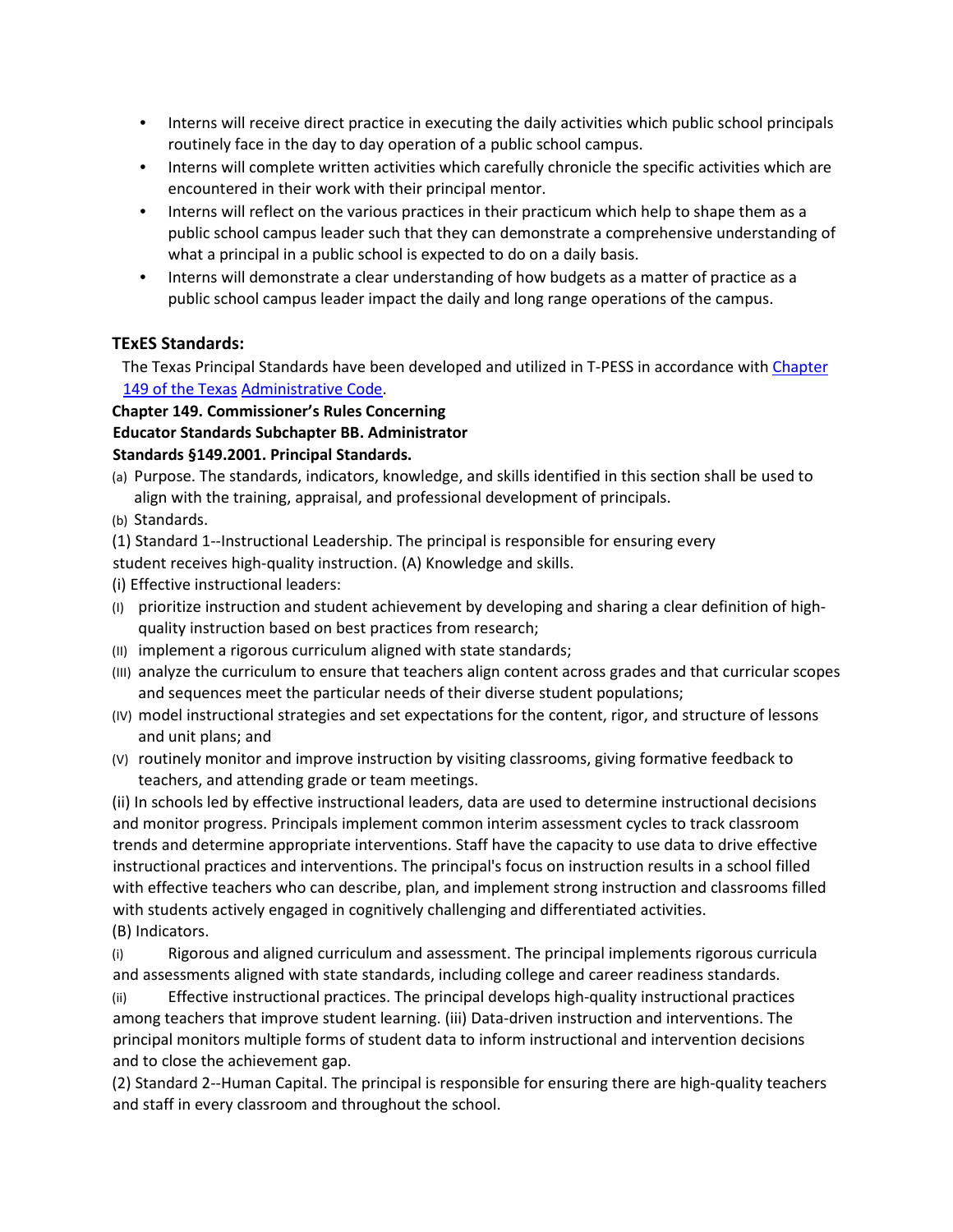- Interns will receive direct practice in executing the daily activities which public school principals routinely face in the day to day operation of a public school campus.
- Interns will complete written activities which carefully chronicle the specific activities which are encountered in their work with their principal mentor.
- Interns will reflect on the various practices in their practicum which help to shape them as a public school campus leader such that they can demonstrate a comprehensive understanding of what a principal in a public school is expected to do on a daily basis.
- Interns will demonstrate a clear understanding of how budgets as a matter of practice as a public school campus leader impact the daily and long range operations of the campus.

### TExES Standards:

The Texas Principal Standards have been developed and utilized in T-PESS in accordance with [Chapter 149 of the Texas](#) [Administrative Code](#).

**Chapter 149. Commissioner's Rules Concerning Educator Standards Subchapter BB. Administrator Standards §149.2001. Principal Standards.**

(a) Purpose. The standards, indicators, knowledge, and skills identified in this section shall be used to align with the training, appraisal, and professional development of principals.

(b) Standards.

(1) Standard 1--Instructional Leadership. The principal is responsible for ensuring every student receives high-quality instruction. (A) Knowledge and skills.

(i) Effective instructional leaders:

(I) prioritize instruction and student achievement by developing and sharing a clear definition of high-quality instruction based on best practices from research;

(II) implement a rigorous curriculum aligned with state standards;

(III) analyze the curriculum to ensure that teachers align content across grades and that curricular scopes and sequences meet the particular needs of their diverse student populations;

(IV) model instructional strategies and set expectations for the content, rigor, and structure of lessons and unit plans; and

(V) routinely monitor and improve instruction by visiting classrooms, giving formative feedback to teachers, and attending grade or team meetings.

(ii) In schools led by effective instructional leaders, data are used to determine instructional decisions and monitor progress. Principals implement common interim assessment cycles to track classroom trends and determine appropriate interventions. Staff have the capacity to use data to drive effective instructional practices and interventions. The principal's focus on instruction results in a school filled with effective teachers who can describe, plan, and implement strong instruction and classrooms filled with students actively engaged in cognitively challenging and differentiated activities.

(B) Indicators.

(i) Rigorous and aligned curriculum and assessment. The principal implements rigorous curricula and assessments aligned with state standards, including college and career readiness standards.

(ii) Effective instructional practices. The principal develops high-quality instructional practices among teachers that improve student learning. (iii) Data-driven instruction and interventions. The principal monitors multiple forms of student data to inform instructional and intervention decisions and to close the achievement gap.

(2) Standard 2--Human Capital. The principal is responsible for ensuring there are high-quality teachers and staff in every classroom and throughout the school.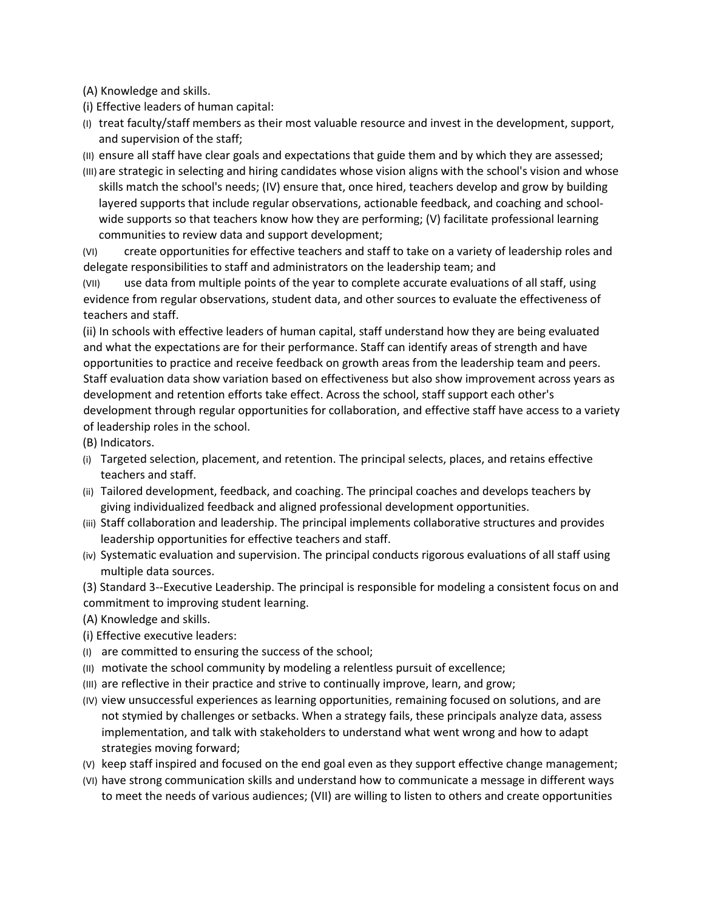(A) Knowledge and skills.

(i) Effective leaders of human capital:

(I) treat faculty/staff members as their most valuable resource and invest in the development, support, and supervision of the staff;

(II) ensure all staff have clear goals and expectations that guide them and by which they are assessed;

(III) are strategic in selecting and hiring candidates whose vision aligns with the school's vision and whose skills match the school's needs; (IV) ensure that, once hired, teachers develop and grow by building layered supports that include regular observations, actionable feedback, and coaching and school-wide supports so that teachers know how they are performing; (V) facilitate professional learning communities to review data and support development;

(VI) create opportunities for effective teachers and staff to take on a variety of leadership roles and delegate responsibilities to staff and administrators on the leadership team; and

(VII) use data from multiple points of the year to complete accurate evaluations of all staff, using evidence from regular observations, student data, and other sources to evaluate the effectiveness of teachers and staff.

(ii) In schools with effective leaders of human capital, staff understand how they are being evaluated and what the expectations are for their performance. Staff can identify areas of strength and have opportunities to practice and receive feedback on growth areas from the leadership team and peers. Staff evaluation data show variation based on effectiveness but also show improvement across years as development and retention efforts take effect. Across the school, staff support each other's development through regular opportunities for collaboration, and effective staff have access to a variety of leadership roles in the school.

(B) Indicators.

(i) Targeted selection, placement, and retention. The principal selects, places, and retains effective teachers and staff.

(ii) Tailored development, feedback, and coaching. The principal coaches and develops teachers by giving individualized feedback and aligned professional development opportunities.

(iii) Staff collaboration and leadership. The principal implements collaborative structures and provides leadership opportunities for effective teachers and staff.

(iv) Systematic evaluation and supervision. The principal conducts rigorous evaluations of all staff using multiple data sources.

(3) Standard 3--Executive Leadership. The principal is responsible for modeling a consistent focus on and commitment to improving student learning.

(A) Knowledge and skills.

(i) Effective executive leaders:

(I) are committed to ensuring the success of the school;

(II) motivate the school community by modeling a relentless pursuit of excellence;

(III) are reflective in their practice and strive to continually improve, learn, and grow;

(IV) view unsuccessful experiences as learning opportunities, remaining focused on solutions, and are not stymied by challenges or setbacks. When a strategy fails, these principals analyze data, assess implementation, and talk with stakeholders to understand what went wrong and how to adapt strategies moving forward;

(V) keep staff inspired and focused on the end goal even as they support effective change management;

(VI) have strong communication skills and understand how to communicate a message in different ways to meet the needs of various audiences; (VII) are willing to listen to others and create opportunities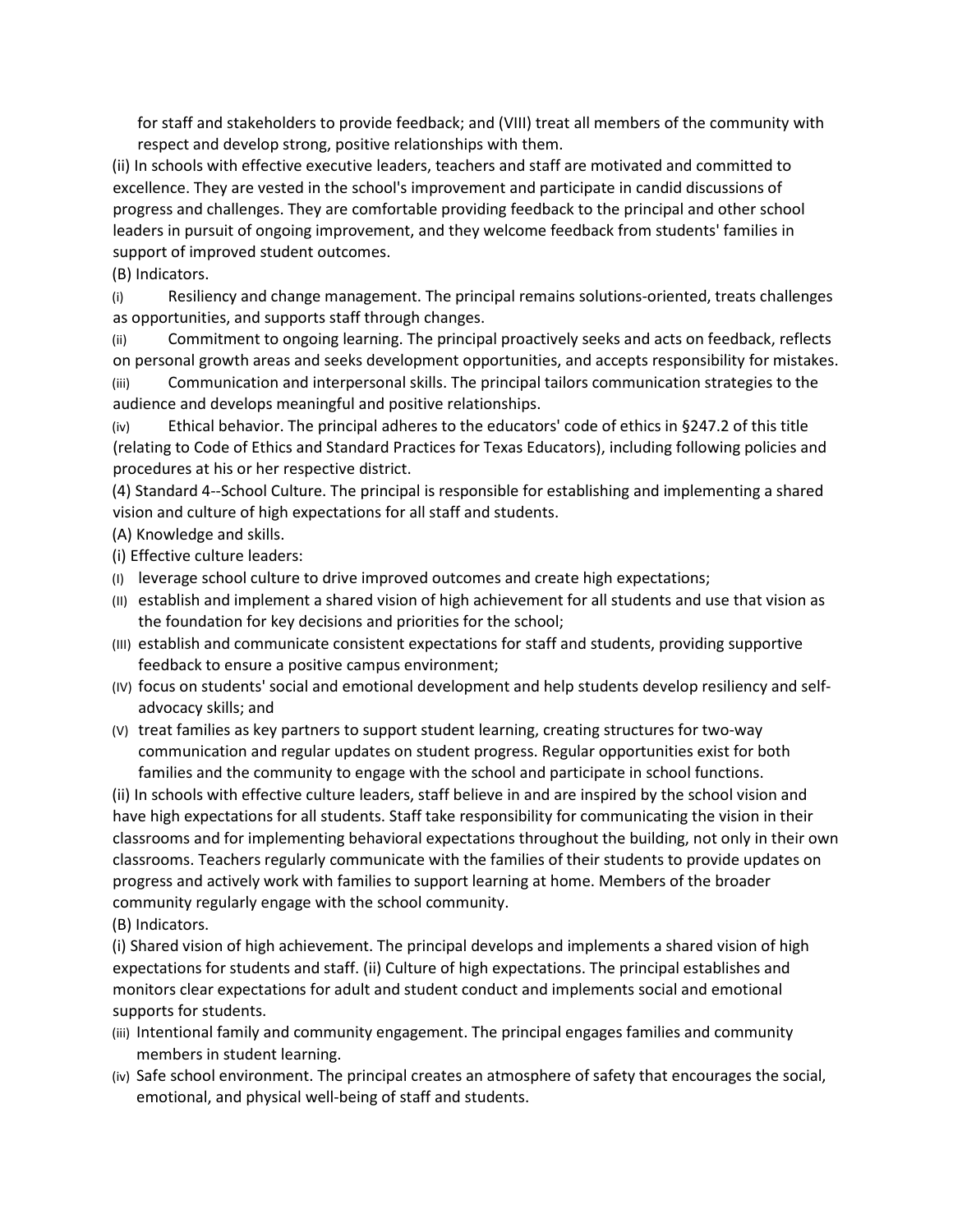for staff and stakeholders to provide feedback; and (VIII) treat all members of the community with respect and develop strong, positive relationships with them.

(ii) In schools with effective executive leaders, teachers and staff are motivated and committed to excellence. They are vested in the school's improvement and participate in candid discussions of progress and challenges. They are comfortable providing feedback to the principal and other school leaders in pursuit of ongoing improvement, and they welcome feedback from students' families in support of improved student outcomes.

(B) Indicators.

(i) Resiliency and change management. The principal remains solutions-oriented, treats challenges as opportunities, and supports staff through changes.

(ii) Commitment to ongoing learning. The principal proactively seeks and acts on feedback, reflects on personal growth areas and seeks development opportunities, and accepts responsibility for mistakes.

(iii) Communication and interpersonal skills. The principal tailors communication strategies to the audience and develops meaningful and positive relationships.

(iv) Ethical behavior. The principal adheres to the educators' code of ethics in §247.2 of this title (relating to Code of Ethics and Standard Practices for Texas Educators), including following policies and procedures at his or her respective district.

(4) Standard 4--School Culture. The principal is responsible for establishing and implementing a shared vision and culture of high expectations for all staff and students.

(A) Knowledge and skills.

(i) Effective culture leaders:

(I) leverage school culture to drive improved outcomes and create high expectations;

(II) establish and implement a shared vision of high achievement for all students and use that vision as the foundation for key decisions and priorities for the school;

(III) establish and communicate consistent expectations for staff and students, providing supportive feedback to ensure a positive campus environment;

(IV) focus on students' social and emotional development and help students develop resiliency and self-advocacy skills; and

(V) treat families as key partners to support student learning, creating structures for two-way communication and regular updates on student progress. Regular opportunities exist for both families and the community to engage with the school and participate in school functions.

(ii) In schools with effective culture leaders, staff believe in and are inspired by the school vision and have high expectations for all students. Staff take responsibility for communicating the vision in their classrooms and for implementing behavioral expectations throughout the building, not only in their own classrooms. Teachers regularly communicate with the families of their students to provide updates on progress and actively work with families to support learning at home. Members of the broader community regularly engage with the school community.

(B) Indicators.

(i) Shared vision of high achievement. The principal develops and implements a shared vision of high expectations for students and staff. (ii) Culture of high expectations. The principal establishes and monitors clear expectations for adult and student conduct and implements social and emotional supports for students.

(iii) Intentional family and community engagement. The principal engages families and community members in student learning.

(iv) Safe school environment. The principal creates an atmosphere of safety that encourages the social, emotional, and physical well-being of staff and students.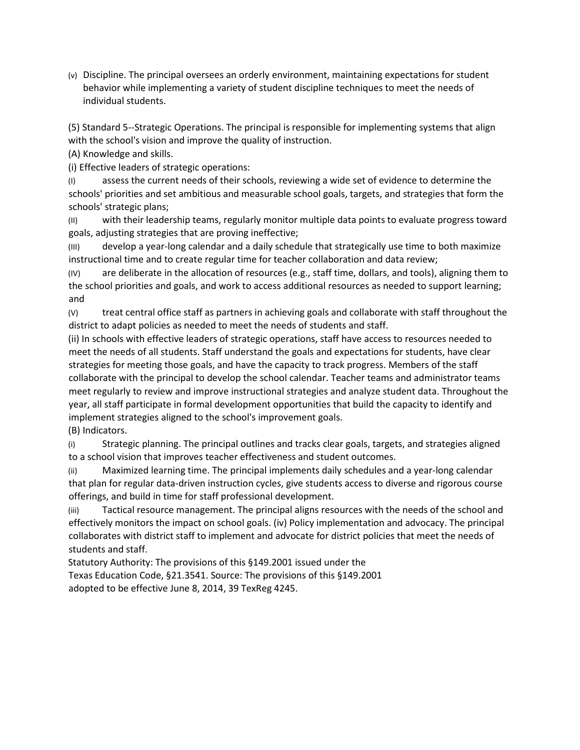(v) Discipline. The principal oversees an orderly environment, maintaining expectations for student behavior while implementing a variety of student discipline techniques to meet the needs of individual students.

(5) Standard 5--Strategic Operations. The principal is responsible for implementing systems that align with the school's vision and improve the quality of instruction.

(A) Knowledge and skills.

(i) Effective leaders of strategic operations:

(I) assess the current needs of their schools, reviewing a wide set of evidence to determine the schools' priorities and set ambitious and measurable school goals, targets, and strategies that form the schools' strategic plans;

(II) with their leadership teams, regularly monitor multiple data points to evaluate progress toward goals, adjusting strategies that are proving ineffective;

(III) develop a year-long calendar and a daily schedule that strategically use time to both maximize instructional time and to create regular time for teacher collaboration and data review;

(IV) are deliberate in the allocation of resources (e.g., staff time, dollars, and tools), aligning them to the school priorities and goals, and work to access additional resources as needed to support learning; and

(V) treat central office staff as partners in achieving goals and collaborate with staff throughout the district to adapt policies as needed to meet the needs of students and staff.

(ii) In schools with effective leaders of strategic operations, staff have access to resources needed to meet the needs of all students. Staff understand the goals and expectations for students, have clear strategies for meeting those goals, and have the capacity to track progress. Members of the staff collaborate with the principal to develop the school calendar. Teacher teams and administrator teams meet regularly to review and improve instructional strategies and analyze student data. Throughout the year, all staff participate in formal development opportunities that build the capacity to identify and implement strategies aligned to the school's improvement goals.

(B) Indicators.

(i) Strategic planning. The principal outlines and tracks clear goals, targets, and strategies aligned to a school vision that improves teacher effectiveness and student outcomes.

(ii) Maximized learning time. The principal implements daily schedules and a year-long calendar that plan for regular data-driven instruction cycles, give students access to diverse and rigorous course offerings, and build in time for staff professional development.

(iii) Tactical resource management. The principal aligns resources with the needs of the school and effectively monitors the impact on school goals. (iv) Policy implementation and advocacy. The principal collaborates with district staff to implement and advocate for district policies that meet the needs of students and staff.

Statutory Authority: The provisions of this §149.2001 issued under the Texas Education Code, §21.3541. Source: The provisions of this §149.2001 adopted to be effective June 8, 2014, 39 TexReg 4245.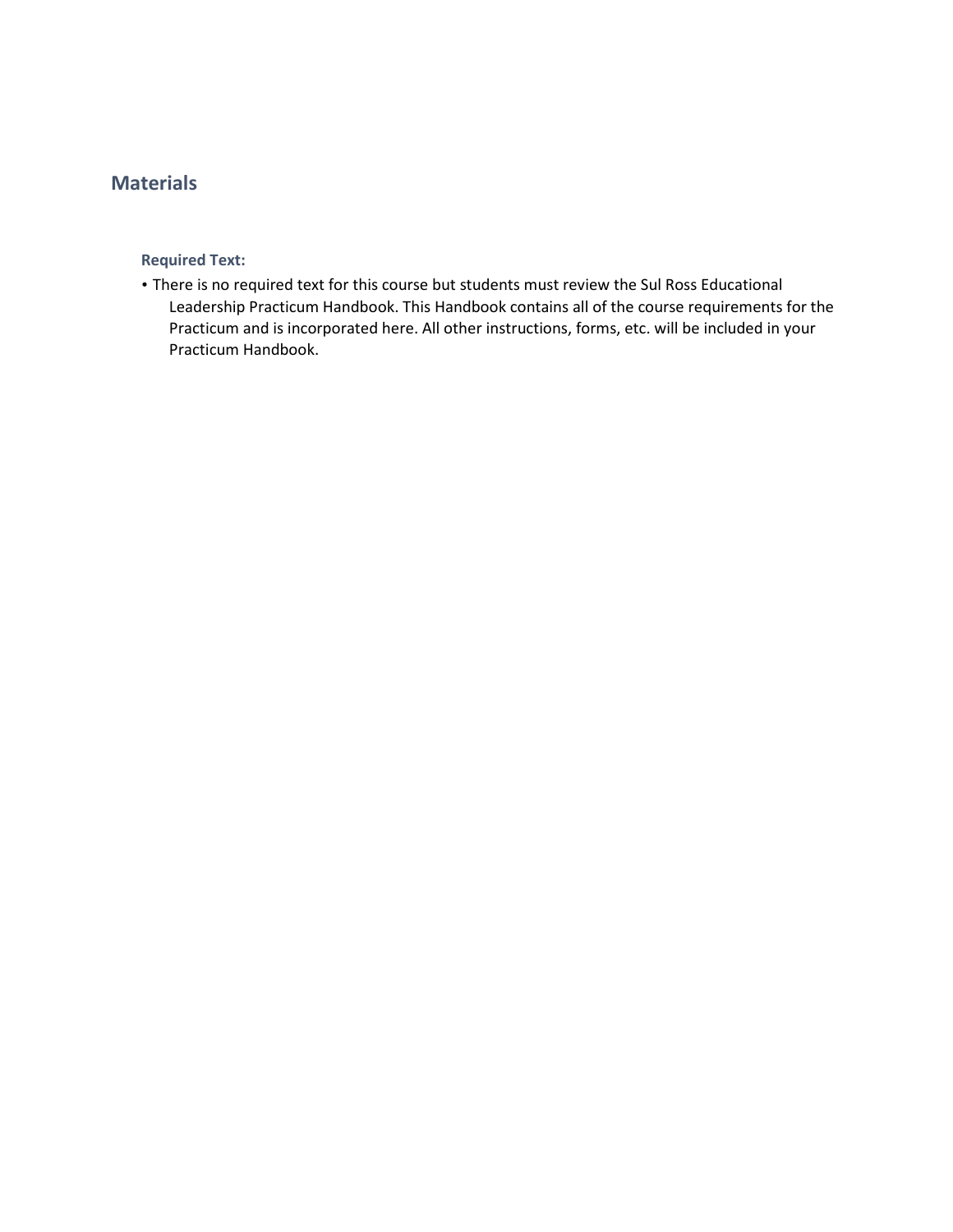## Materials

### Required Text:

- There is no required text for this course but students must review the Sul Ross Educational Leadership Practicum Handbook. This Handbook contains all of the course requirements for the Practicum and is incorporated here. All other instructions, forms, etc. will be included in your Practicum Handbook.